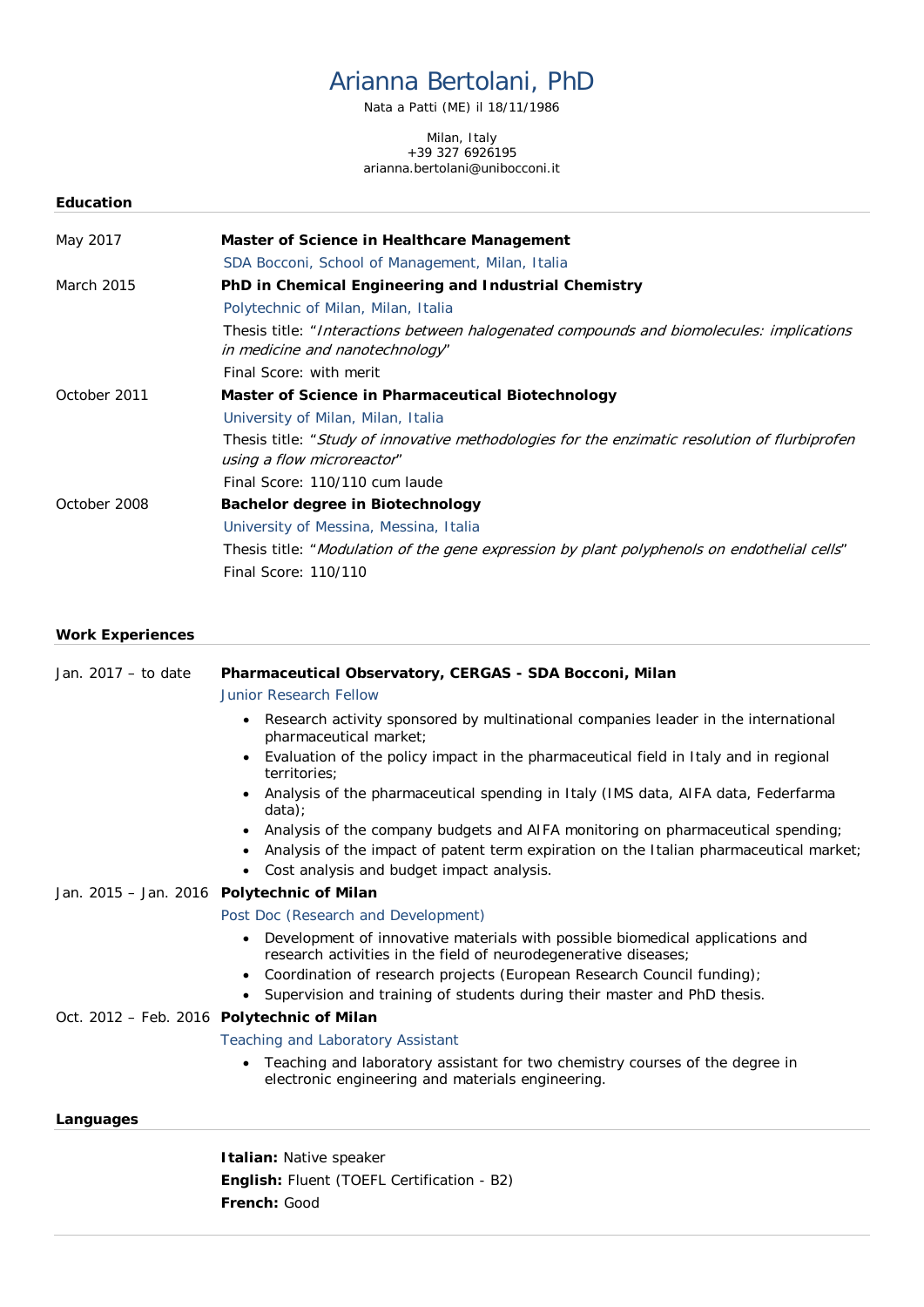# Arianna Bertolani, PhD

Nata a Patti (ME) il 18/11/1986

Milan, Italy
+39 327 6926195
arianna.bertolani@unibocconi.it

## Education

**May 2017** — **Master of Science in Healthcare Management**
SDA Bocconi, School of Management, Milan, Italia

**March 2015** — **PhD in Chemical Engineering and Industrial Chemistry**
Polytechnic of Milan, Milan, Italia
Thesis title: "*Interactions between halogenated compounds and biomolecules: implications in medicine and nanotechnology*"
Final Score: with merit

**October 2011** — **Master of Science in Pharmaceutical Biotechnology**
University of Milan, Milan, Italia
Thesis title: "*Study of innovative methodologies for the enzimatic resolution of flurbiprofen using a flow microreactor*"
Final Score: 110/110 cum laude

**October 2008** — **Bachelor degree in Biotechnology**
University of Messina, Messina, Italia
Thesis title: "*Modulation of the gene expression by plant polyphenols on endothelial cells*"
Final Score: 110/110

## Work Experiences

**Jan. 2017 – to date** — **Pharmaceutical Observatory, CERGAS - SDA Bocconi, Milan**
Junior Research Fellow

- Research activity sponsored by multinational companies leader in the international pharmaceutical market;
- Evaluation of the policy impact in the pharmaceutical field in Italy and in regional territories;
- Analysis of the pharmaceutical spending in Italy (IMS data, AIFA data, Federfarma data);
- Analysis of the company budgets and AIFA monitoring on pharmaceutical spending;
- Analysis of the impact of patent term expiration on the Italian pharmaceutical market;
- Cost analysis and budget impact analysis.

**Jan. 2015 – Jan. 2016** — **Polytechnic of Milan**
Post Doc (Research and Development)

- Development of innovative materials with possible biomedical applications and research activities in the field of neurodegenerative diseases;
- Coordination of research projects (European Research Council funding);
- Supervision and training of students during their master and PhD thesis.

**Oct. 2012 – Feb. 2016** — **Polytechnic of Milan**
Teaching and Laboratory Assistant

- Teaching and laboratory assistant for two chemistry courses of the degree in electronic engineering and materials engineering.

## Languages

**Italian:** Native speaker
**English:** Fluent (TOEFL Certification - B2)
**French:** Good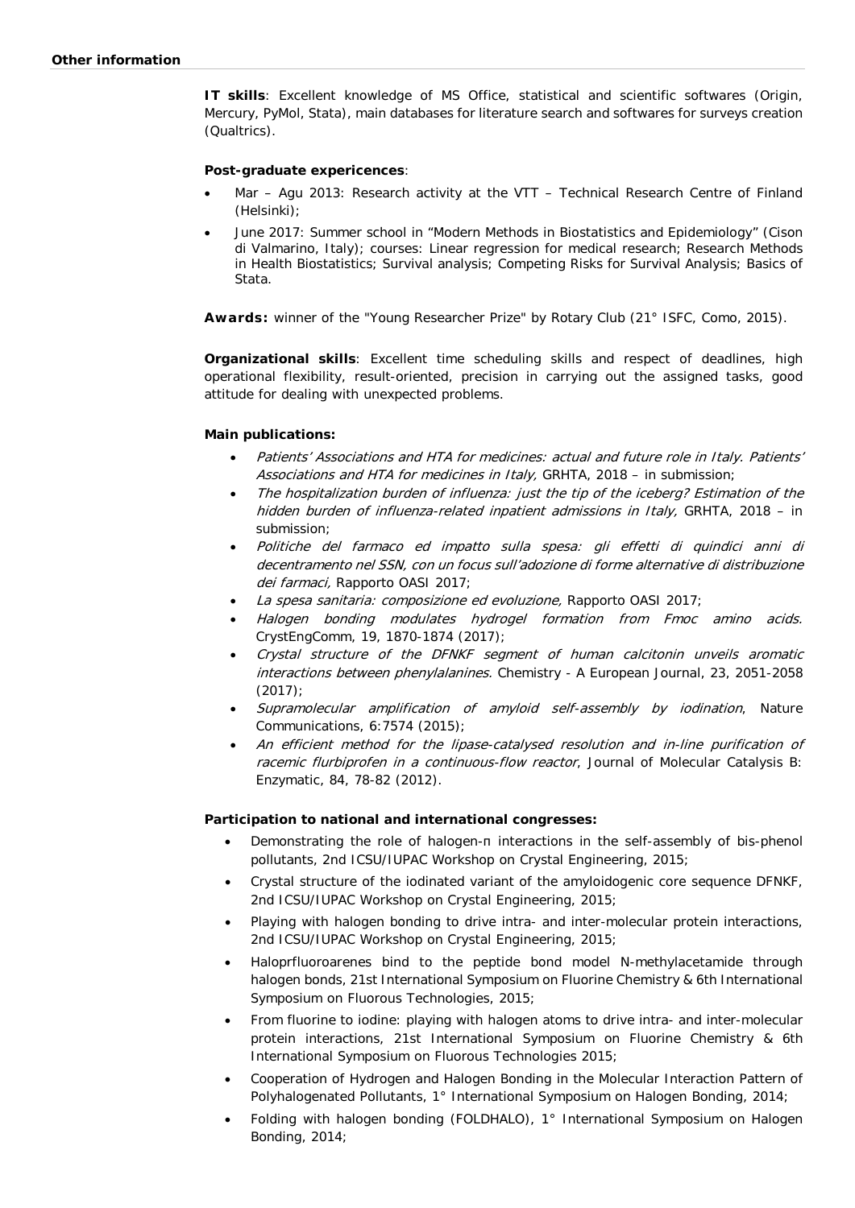## Other information

**IT skills**: Excellent knowledge of MS Office, statistical and scientific softwares (Origin, Mercury, PyMol, Stata), main databases for literature search and softwares for surveys creation (Qualtrics).

**Post-graduate expericences**:

- Mar – Agu 2013: Research activity at the VTT – Technical Research Centre of Finland (Helsinki);
- June 2017: Summer school in "Modern Methods in Biostatistics and Epidemiology" (Cison di Valmarino, Italy); courses: Linear regression for medical research; Research Methods in Health Biostatistics; Survival analysis; Competing Risks for Survival Analysis; Basics of Stata.

**Awards:** winner of the "Young Researcher Prize" by Rotary Club (21° ISFC, Como, 2015).

**Organizational skills**: Excellent time scheduling skills and respect of deadlines, high operational flexibility, result-oriented, precision in carrying out the assigned tasks, good attitude for dealing with unexpected problems.

**Main publications:**

- *Patients' Associations and HTA for medicines: actual and future role in Italy. Patients' Associations and HTA for medicines in Italy,* GRHTA, 2018 – in submission;
- *The hospitalization burden of influenza: just the tip of the iceberg? Estimation of the hidden burden of influenza-related inpatient admissions in Italy,* GRHTA, 2018 – in submission;
- *Politiche del farmaco ed impatto sulla spesa: gli effetti di quindici anni di decentramento nel SSN, con un focus sull'adozione di forme alternative di distribuzione dei farmaci,* Rapporto OASI 2017;
- *La spesa sanitaria: composizione ed evoluzione,* Rapporto OASI 2017;
- *Halogen bonding modulates hydrogel formation from Fmoc amino acids.* CrystEngComm, 19, 1870-1874 (2017);
- *Crystal structure of the DFNKF segment of human calcitonin unveils aromatic interactions between phenylalanines.* Chemistry - A European Journal, 23, 2051-2058 (2017);
- *Supramolecular amplification of amyloid self-assembly by iodination*, Nature Communications, 6:7574 (2015);
- *An efficient method for the lipase-catalysed resolution and in-line purification of racemic flurbiprofen in a continuous-flow reactor*, Journal of Molecular Catalysis B: Enzymatic, 84, 78-82 (2012).

**Participation to national and international congresses:**

- Demonstrating the role of halogen-π interactions in the self-assembly of bis-phenol pollutants, 2nd ICSU/IUPAC Workshop on Crystal Engineering, 2015;
- Crystal structure of the iodinated variant of the amyloidogenic core sequence DFNKF, 2nd ICSU/IUPAC Workshop on Crystal Engineering, 2015;
- Playing with halogen bonding to drive intra- and inter-molecular protein interactions, 2nd ICSU/IUPAC Workshop on Crystal Engineering, 2015;
- Haloprfluoroarenes bind to the peptide bond model N-methylacetamide through halogen bonds, 21st International Symposium on Fluorine Chemistry & 6th International Symposium on Fluorous Technologies, 2015;
- From fluorine to iodine: playing with halogen atoms to drive intra- and inter-molecular protein interactions, 21st International Symposium on Fluorine Chemistry & 6th International Symposium on Fluorous Technologies 2015;
- Cooperation of Hydrogen and Halogen Bonding in the Molecular Interaction Pattern of Polyhalogenated Pollutants, 1° International Symposium on Halogen Bonding, 2014;
- Folding with halogen bonding (FOLDHALO), 1° International Symposium on Halogen Bonding, 2014;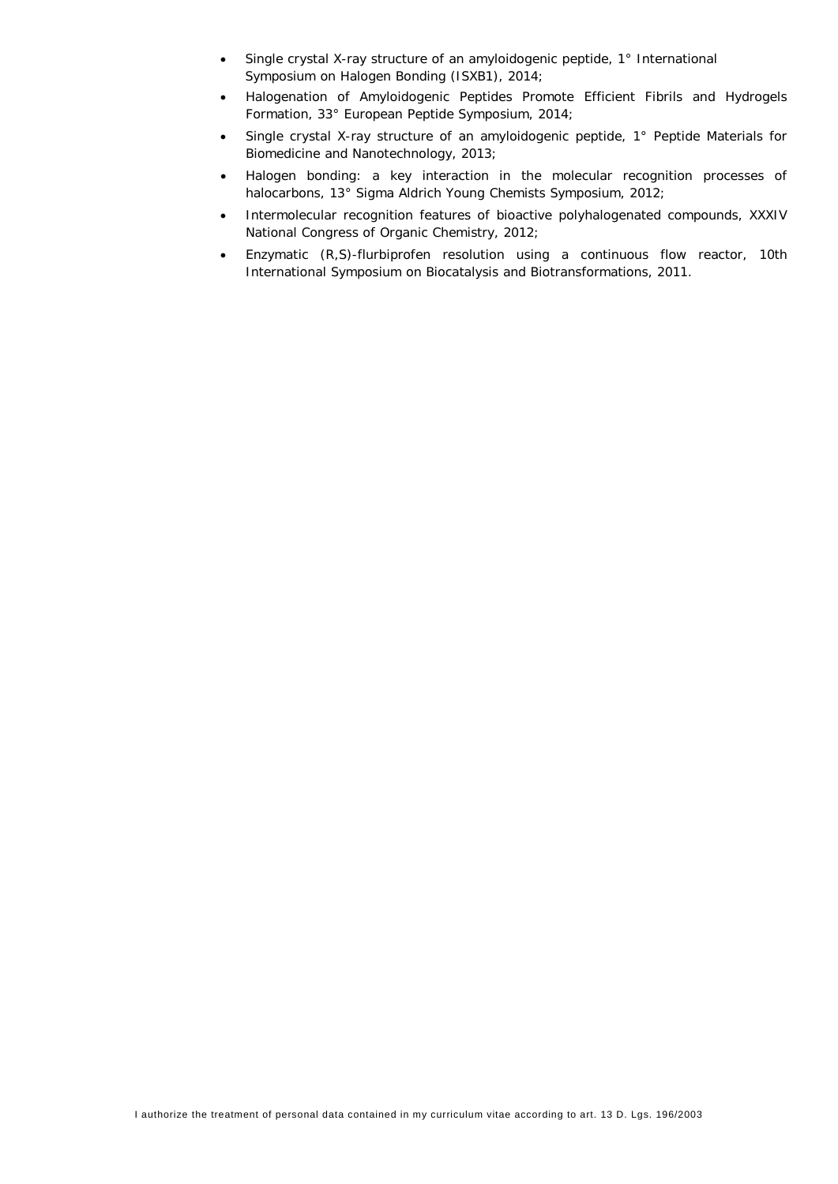- Single crystal X-ray structure of an amyloidogenic peptide, 1° International Symposium on Halogen Bonding (ISXB1), 2014;
- Halogenation of Amyloidogenic Peptides Promote Efficient Fibrils and Hydrogels Formation, 33° European Peptide Symposium, 2014;
- Single crystal X-ray structure of an amyloidogenic peptide, 1° Peptide Materials for Biomedicine and Nanotechnology, 2013;
- Halogen bonding: a key interaction in the molecular recognition processes of halocarbons, 13° Sigma Aldrich Young Chemists Symposium, 2012;
- Intermolecular recognition features of bioactive polyhalogenated compounds, XXXIV National Congress of Organic Chemistry, 2012;
- Enzymatic (R,S)-flurbiprofen resolution using a continuous flow reactor, 10th International Symposium on Biocatalysis and Biotransformations, 2011.

I authorize the treatment of personal data contained in my curriculum vitae according to art. 13 D. Lgs. 196/2003